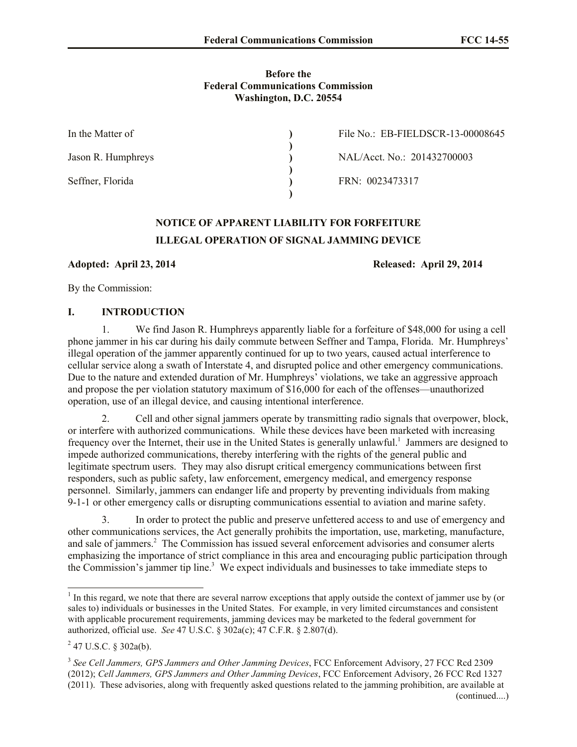**Before the**
**Federal Communications Commission**
**Washington, D.C. 20554**

| | | |
|---|---|---|
| In the Matter of | ) | File No.: EB-FIELDSCR-13-00008645 |
| | ) | |
| Jason R. Humphreys | ) | NAL/Acct. No.: 201432700003 |
| | ) | |
| Seffner, Florida | ) | FRN: 0023473317 |
| | ) | |

**NOTICE OF APPARENT LIABILITY FOR FORFEITURE**

**ILLEGAL OPERATION OF SIGNAL JAMMING DEVICE**

**Adopted: April 23, 2014** **Released: April 29, 2014**

By the Commission:

## I. INTRODUCTION

1. We find Jason R. Humphreys apparently liable for a forfeiture of $48,000 for using a cell phone jammer in his car during his daily commute between Seffner and Tampa, Florida. Mr. Humphreys' illegal operation of the jammer apparently continued for up to two years, caused actual interference to cellular service along a swath of Interstate 4, and disrupted police and other emergency communications. Due to the nature and extended duration of Mr. Humphreys' violations, we take an aggressive approach and propose the per violation statutory maximum of $16,000 for each of the offenses—unauthorized operation, use of an illegal device, and causing intentional interference.

2. Cell and other signal jammers operate by transmitting radio signals that overpower, block, or interfere with authorized communications. While these devices have been marketed with increasing frequency over the Internet, their use in the United States is generally unlawful.[1] Jammers are designed to impede authorized communications, thereby interfering with the rights of the general public and legitimate spectrum users. They may also disrupt critical emergency communications between first responders, such as public safety, law enforcement, emergency medical, and emergency response personnel. Similarly, jammers can endanger life and property by preventing individuals from making 9-1-1 or other emergency calls or disrupting communications essential to aviation and marine safety.

3. In order to protect the public and preserve unfettered access to and use of emergency and other communications services, the Act generally prohibits the importation, use, marketing, manufacture, and sale of jammers.[2] The Commission has issued several enforcement advisories and consumer alerts emphasizing the importance of strict compliance in this area and encouraging public participation through the Commission's jammer tip line.[3] We expect individuals and businesses to take immediate steps to

---

[1] In this regard, we note that there are several narrow exceptions that apply outside the context of jammer use by (or sales to) individuals or businesses in the United States. For example, in very limited circumstances and consistent with applicable procurement requirements, jamming devices may be marketed to the federal government for authorized, official use. *See* 47 U.S.C. § 302a(c); 47 C.F.R. § 2.807(d).

[2] 47 U.S.C. § 302a(b).

[3] *See Cell Jammers, GPS Jammers and Other Jamming Devices*, FCC Enforcement Advisory, 27 FCC Rcd 2309 (2012); *Cell Jammers, GPS Jammers and Other Jamming Devices*, FCC Enforcement Advisory, 26 FCC Rcd 1327 (2011). These advisories, along with frequently asked questions related to the jamming prohibition, are available at (continued....)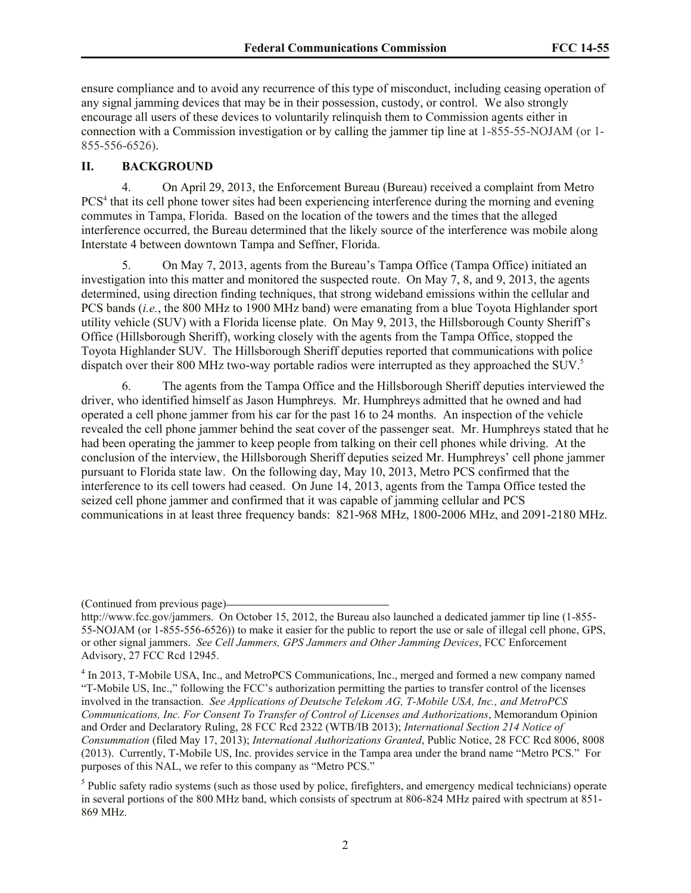ensure compliance and to avoid any recurrence of this type of misconduct, including ceasing operation of any signal jamming devices that may be in their possession, custody, or control. We also strongly encourage all users of these devices to voluntarily relinquish them to Commission agents either in connection with a Commission investigation or by calling the jammer tip line at 1-855-55-NOJAM (or 1-855-556-6526).

## II. BACKGROUND

4. On April 29, 2013, the Enforcement Bureau (Bureau) received a complaint from Metro PCS[4] that its cell phone tower sites had been experiencing interference during the morning and evening commutes in Tampa, Florida. Based on the location of the towers and the times that the alleged interference occurred, the Bureau determined that the likely source of the interference was mobile along Interstate 4 between downtown Tampa and Seffner, Florida.

5. On May 7, 2013, agents from the Bureau's Tampa Office (Tampa Office) initiated an investigation into this matter and monitored the suspected route. On May 7, 8, and 9, 2013, the agents determined, using direction finding techniques, that strong wideband emissions within the cellular and PCS bands (*i.e.*, the 800 MHz to 1900 MHz band) were emanating from a blue Toyota Highlander sport utility vehicle (SUV) with a Florida license plate. On May 9, 2013, the Hillsborough County Sheriff's Office (Hillsborough Sheriff), working closely with the agents from the Tampa Office, stopped the Toyota Highlander SUV. The Hillsborough Sheriff deputies reported that communications with police dispatch over their 800 MHz two-way portable radios were interrupted as they approached the SUV.[5]

6. The agents from the Tampa Office and the Hillsborough Sheriff deputies interviewed the driver, who identified himself as Jason Humphreys. Mr. Humphreys admitted that he owned and had operated a cell phone jammer from his car for the past 16 to 24 months. An inspection of the vehicle revealed the cell phone jammer behind the seat cover of the passenger seat. Mr. Humphreys stated that he had been operating the jammer to keep people from talking on their cell phones while driving. At the conclusion of the interview, the Hillsborough Sheriff deputies seized Mr. Humphreys' cell phone jammer pursuant to Florida state law. On the following day, May 10, 2013, Metro PCS confirmed that the interference to its cell towers had ceased. On June 14, 2013, agents from the Tampa Office tested the seized cell phone jammer and confirmed that it was capable of jamming cellular and PCS communications in at least three frequency bands: 821-968 MHz, 1800-2006 MHz, and 2091-2180 MHz.

---

(Continued from previous page)
http://www.fcc.gov/jammers. On October 15, 2012, the Bureau also launched a dedicated jammer tip line (1-855-55-NOJAM (or 1-855-556-6526)) to make it easier for the public to report the use or sale of illegal cell phone, GPS, or other signal jammers. *See Cell Jammers, GPS Jammers and Other Jamming Devices*, FCC Enforcement Advisory, 27 FCC Rcd 12945.

[4] In 2013, T-Mobile USA, Inc., and MetroPCS Communications, Inc., merged and formed a new company named "T-Mobile US, Inc.," following the FCC's authorization permitting the parties to transfer control of the licenses involved in the transaction. *See Applications of Deutsche Telekom AG, T-Mobile USA, Inc., and MetroPCS Communications, Inc. For Consent To Transfer of Control of Licenses and Authorizations*, Memorandum Opinion and Order and Declaratory Ruling, 28 FCC Rcd 2322 (WTB/IB 2013); *International Section 214 Notice of Consummation* (filed May 17, 2013); *International Authorizations Granted*, Public Notice, 28 FCC Rcd 8006, 8008 (2013). Currently, T-Mobile US, Inc. provides service in the Tampa area under the brand name "Metro PCS." For purposes of this NAL, we refer to this company as "Metro PCS."

[5] Public safety radio systems (such as those used by police, firefighters, and emergency medical technicians) operate in several portions of the 800 MHz band, which consists of spectrum at 806-824 MHz paired with spectrum at 851-869 MHz.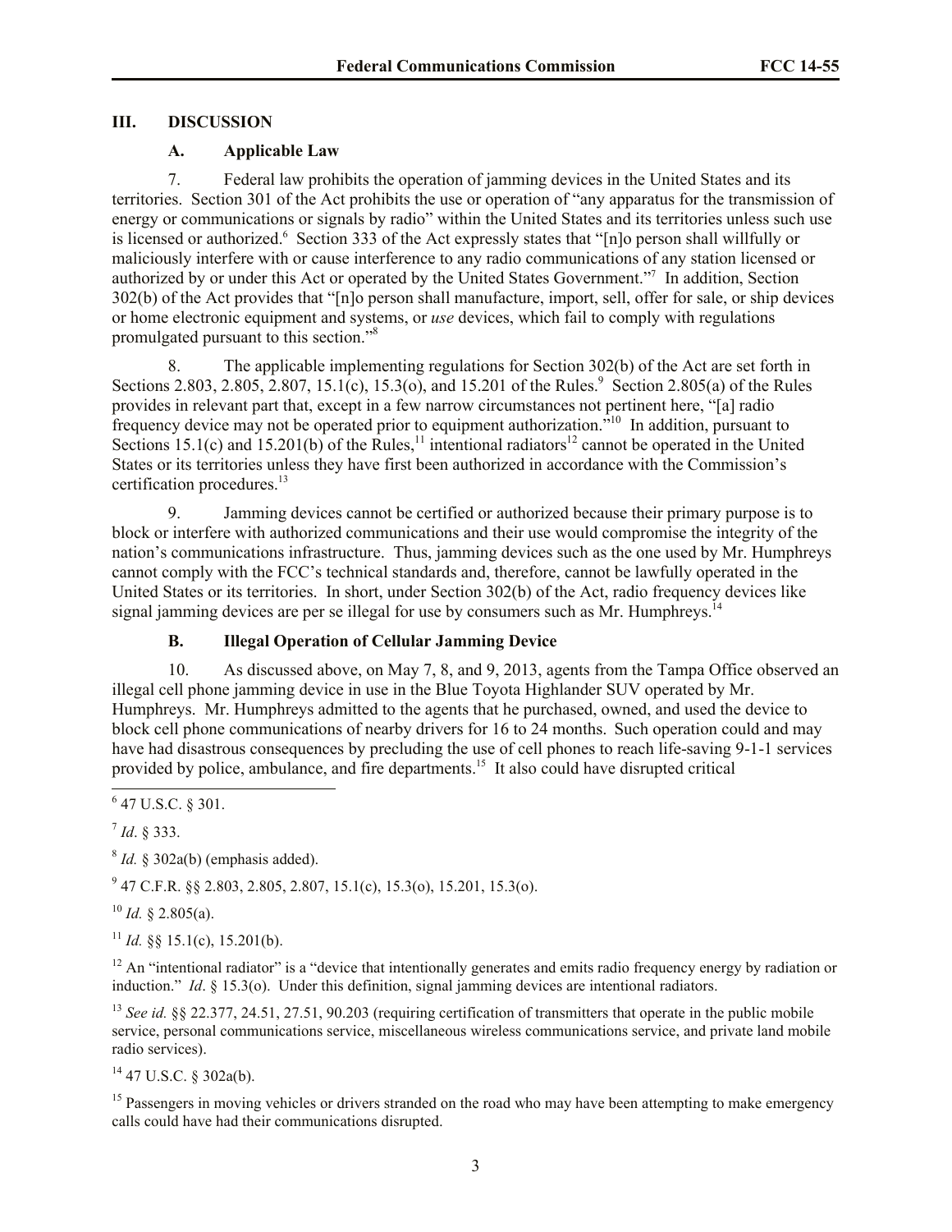## III. DISCUSSION

### A. Applicable Law

7. Federal law prohibits the operation of jamming devices in the United States and its territories. Section 301 of the Act prohibits the use or operation of "any apparatus for the transmission of energy or communications or signals by radio" within the United States and its territories unless such use is licensed or authorized.[6] Section 333 of the Act expressly states that "[n]o person shall willfully or maliciously interfere with or cause interference to any radio communications of any station licensed or authorized by or under this Act or operated by the United States Government."[7] In addition, Section 302(b) of the Act provides that "[n]o person shall manufacture, import, sell, offer for sale, or ship devices or home electronic equipment and systems, or *use* devices, which fail to comply with regulations promulgated pursuant to this section."[8]

8. The applicable implementing regulations for Section 302(b) of the Act are set forth in Sections 2.803, 2.805, 2.807, 15.1(c), 15.3(o), and 15.201 of the Rules.[9] Section 2.805(a) of the Rules provides in relevant part that, except in a few narrow circumstances not pertinent here, "[a] radio frequency device may not be operated prior to equipment authorization."[10] In addition, pursuant to Sections 15.1(c) and 15.201(b) of the Rules,[11] intentional radiators[12] cannot be operated in the United States or its territories unless they have first been authorized in accordance with the Commission's certification procedures.[13]

9. Jamming devices cannot be certified or authorized because their primary purpose is to block or interfere with authorized communications and their use would compromise the integrity of the nation's communications infrastructure. Thus, jamming devices such as the one used by Mr. Humphreys cannot comply with the FCC's technical standards and, therefore, cannot be lawfully operated in the United States or its territories. In short, under Section 302(b) of the Act, radio frequency devices like signal jamming devices are per se illegal for use by consumers such as Mr. Humphreys.[14]

### B. Illegal Operation of Cellular Jamming Device

10. As discussed above, on May 7, 8, and 9, 2013, agents from the Tampa Office observed an illegal cell phone jamming device in use in the Blue Toyota Highlander SUV operated by Mr. Humphreys. Mr. Humphreys admitted to the agents that he purchased, owned, and used the device to block cell phone communications of nearby drivers for 16 to 24 months. Such operation could and may have had disastrous consequences by precluding the use of cell phones to reach life-saving 9-1-1 services provided by police, ambulance, and fire departments.[15] It also could have disrupted critical

---

[6] 47 U.S.C. § 301.

[7] *Id*. § 333.

[8] *Id.* § 302a(b) (emphasis added).

[9] 47 C.F.R. §§ 2.803, 2.805, 2.807, 15.1(c), 15.3(o), 15.201, 15.3(o).

[10] *Id.* § 2.805(a).

[11] *Id.* §§ 15.1(c), 15.201(b).

[12] An "intentional radiator" is a "device that intentionally generates and emits radio frequency energy by radiation or induction." *Id*. § 15.3(o). Under this definition, signal jamming devices are intentional radiators.

[13] *See id.* §§ 22.377, 24.51, 27.51, 90.203 (requiring certification of transmitters that operate in the public mobile service, personal communications service, miscellaneous wireless communications service, and private land mobile radio services).

[14] 47 U.S.C. § 302a(b).

[15] Passengers in moving vehicles or drivers stranded on the road who may have been attempting to make emergency calls could have had their communications disrupted.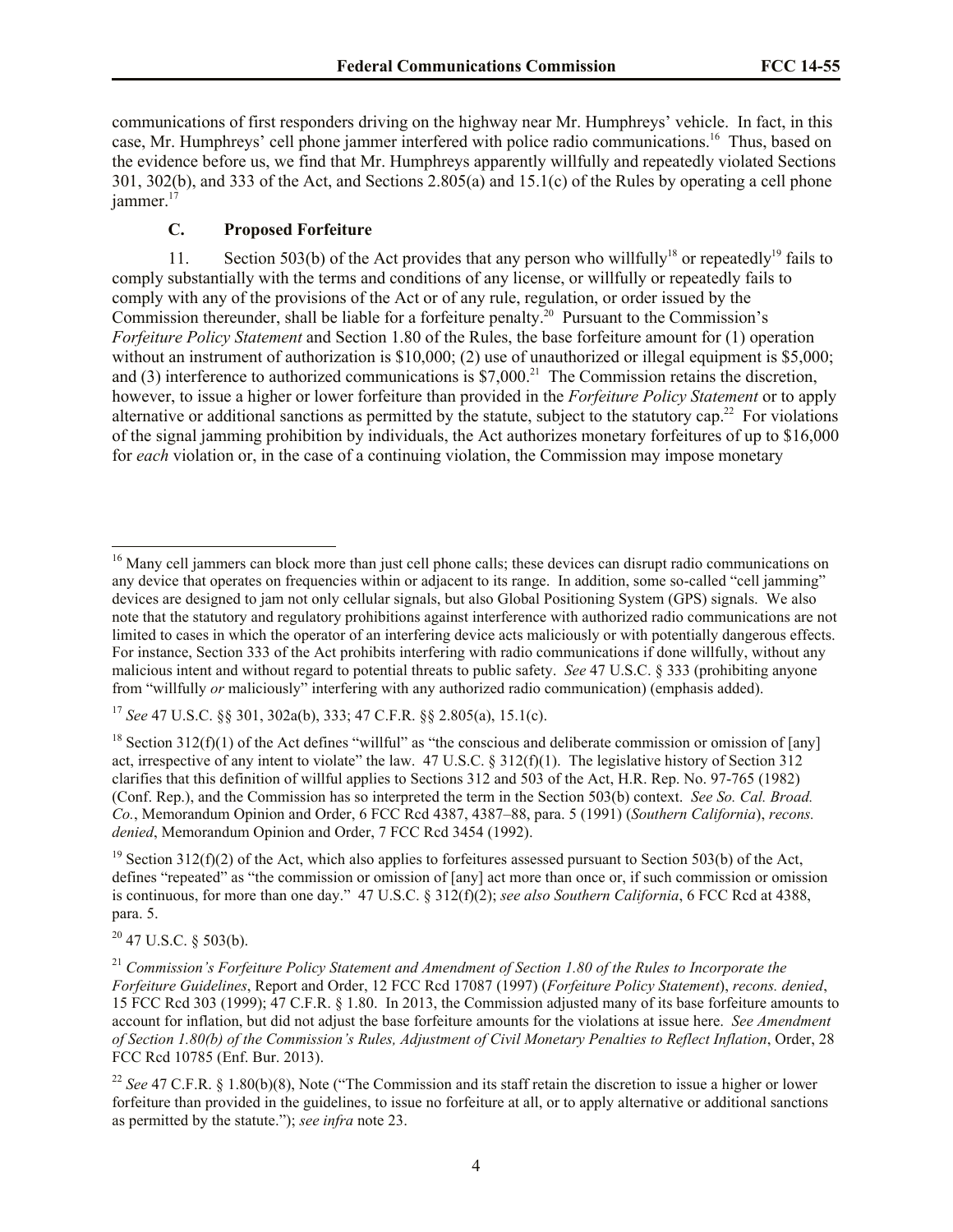communications of first responders driving on the highway near Mr. Humphreys' vehicle. In fact, in this case, Mr. Humphreys' cell phone jammer interfered with police radio communications.[16] Thus, based on the evidence before us, we find that Mr. Humphreys apparently willfully and repeatedly violated Sections 301, 302(b), and 333 of the Act, and Sections 2.805(a) and 15.1(c) of the Rules by operating a cell phone jammer.[17]

### C. Proposed Forfeiture

11. Section 503(b) of the Act provides that any person who willfully[18] or repeatedly[19] fails to comply substantially with the terms and conditions of any license, or willfully or repeatedly fails to comply with any of the provisions of the Act or of any rule, regulation, or order issued by the Commission thereunder, shall be liable for a forfeiture penalty.[20] Pursuant to the Commission's *Forfeiture Policy Statement* and Section 1.80 of the Rules, the base forfeiture amount for (1) operation without an instrument of authorization is $10,000; (2) use of unauthorized or illegal equipment is $5,000; and (3) interference to authorized communications is $7,000.[21] The Commission retains the discretion, however, to issue a higher or lower forfeiture than provided in the *Forfeiture Policy Statement* or to apply alternative or additional sanctions as permitted by the statute, subject to the statutory cap.[22] For violations of the signal jamming prohibition by individuals, the Act authorizes monetary forfeitures of up to $16,000 for *each* violation or, in the case of a continuing violation, the Commission may impose monetary

---

[16] Many cell jammers can block more than just cell phone calls; these devices can disrupt radio communications on any device that operates on frequencies within or adjacent to its range. In addition, some so-called "cell jamming" devices are designed to jam not only cellular signals, but also Global Positioning System (GPS) signals. We also note that the statutory and regulatory prohibitions against interference with authorized radio communications are not limited to cases in which the operator of an interfering device acts maliciously or with potentially dangerous effects. For instance, Section 333 of the Act prohibits interfering with radio communications if done willfully, without any malicious intent and without regard to potential threats to public safety. *See* 47 U.S.C. § 333 (prohibiting anyone from "willfully *or* maliciously" interfering with any authorized radio communication) (emphasis added).

[17] *See* 47 U.S.C. §§ 301, 302a(b), 333; 47 C.F.R. §§ 2.805(a), 15.1(c).

[18] Section 312(f)(1) of the Act defines "willful" as "the conscious and deliberate commission or omission of [any] act, irrespective of any intent to violate" the law. 47 U.S.C. § 312(f)(1). The legislative history of Section 312 clarifies that this definition of willful applies to Sections 312 and 503 of the Act, H.R. Rep. No. 97-765 (1982) (Conf. Rep.), and the Commission has so interpreted the term in the Section 503(b) context. *See So. Cal. Broad. Co.*, Memorandum Opinion and Order, 6 FCC Rcd 4387, 4387–88, para. 5 (1991) (*Southern California*), *recons. denied*, Memorandum Opinion and Order, 7 FCC Rcd 3454 (1992).

[19] Section 312(f)(2) of the Act, which also applies to forfeitures assessed pursuant to Section 503(b) of the Act, defines "repeated" as "the commission or omission of [any] act more than once or, if such commission or omission is continuous, for more than one day." 47 U.S.C. § 312(f)(2); *see also Southern California*, 6 FCC Rcd at 4388, para. 5.

[20] 47 U.S.C. § 503(b).

[21] *Commission's Forfeiture Policy Statement and Amendment of Section 1.80 of the Rules to Incorporate the Forfeiture Guidelines*, Report and Order, 12 FCC Rcd 17087 (1997) (*Forfeiture Policy Statement*), *recons. denied*, 15 FCC Rcd 303 (1999); 47 C.F.R. § 1.80. In 2013, the Commission adjusted many of its base forfeiture amounts to account for inflation, but did not adjust the base forfeiture amounts for the violations at issue here. *See Amendment of Section 1.80(b) of the Commission's Rules, Adjustment of Civil Monetary Penalties to Reflect Inflation*, Order, 28 FCC Rcd 10785 (Enf. Bur. 2013).

[22] *See* 47 C.F.R. § 1.80(b)(8), Note ("The Commission and its staff retain the discretion to issue a higher or lower forfeiture than provided in the guidelines, to issue no forfeiture at all, or to apply alternative or additional sanctions as permitted by the statute."); *see infra* note 23.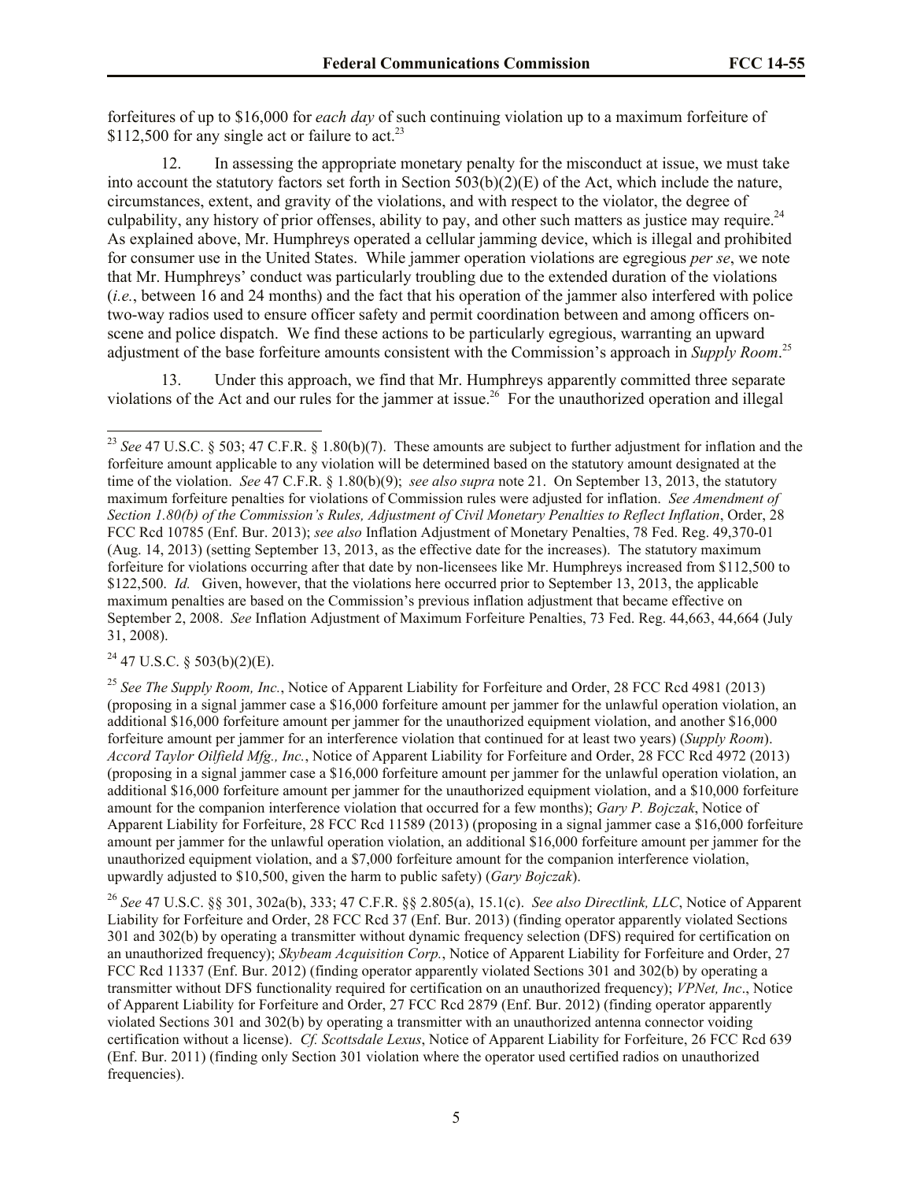forfeitures of up to $16,000 for *each day* of such continuing violation up to a maximum forfeiture of $112,500 for any single act or failure to act.[23]

12. In assessing the appropriate monetary penalty for the misconduct at issue, we must take into account the statutory factors set forth in Section 503(b)(2)(E) of the Act, which include the nature, circumstances, extent, and gravity of the violations, and with respect to the violator, the degree of culpability, any history of prior offenses, ability to pay, and other such matters as justice may require.[24] As explained above, Mr. Humphreys operated a cellular jamming device, which is illegal and prohibited for consumer use in the United States. While jammer operation violations are egregious *per se*, we note that Mr. Humphreys' conduct was particularly troubling due to the extended duration of the violations (*i.e.*, between 16 and 24 months) and the fact that his operation of the jammer also interfered with police two-way radios used to ensure officer safety and permit coordination between and among officers on-scene and police dispatch. We find these actions to be particularly egregious, warranting an upward adjustment of the base forfeiture amounts consistent with the Commission's approach in *Supply Room*.[25]

13. Under this approach, we find that Mr. Humphreys apparently committed three separate violations of the Act and our rules for the jammer at issue.[26] For the unauthorized operation and illegal

---

[23] *See* 47 U.S.C. § 503; 47 C.F.R. § 1.80(b)(7). These amounts are subject to further adjustment for inflation and the forfeiture amount applicable to any violation will be determined based on the statutory amount designated at the time of the violation. *See* 47 C.F.R. § 1.80(b)(9); *see also supra* note 21. On September 13, 2013, the statutory maximum forfeiture penalties for violations of Commission rules were adjusted for inflation. *See Amendment of Section 1.80(b) of the Commission's Rules, Adjustment of Civil Monetary Penalties to Reflect Inflation*, Order, 28 FCC Rcd 10785 (Enf. Bur. 2013); *see also* Inflation Adjustment of Monetary Penalties, 78 Fed. Reg. 49,370-01 (Aug. 14, 2013) (setting September 13, 2013, as the effective date for the increases). The statutory maximum forfeiture for violations occurring after that date by non-licensees like Mr. Humphreys increased from $112,500 to $122,500. *Id.* Given, however, that the violations here occurred prior to September 13, 2013, the applicable maximum penalties are based on the Commission's previous inflation adjustment that became effective on September 2, 2008. *See* Inflation Adjustment of Maximum Forfeiture Penalties, 73 Fed. Reg. 44,663, 44,664 (July 31, 2008).

[24] 47 U.S.C. § 503(b)(2)(E).

[25] *See The Supply Room, Inc.*, Notice of Apparent Liability for Forfeiture and Order, 28 FCC Rcd 4981 (2013) (proposing in a signal jammer case a $16,000 forfeiture amount per jammer for the unlawful operation violation, an additional $16,000 forfeiture amount per jammer for the unauthorized equipment violation, and another $16,000 forfeiture amount per jammer for an interference violation that continued for at least two years) (*Supply Room*). *Accord Taylor Oilfield Mfg., Inc.*, Notice of Apparent Liability for Forfeiture and Order, 28 FCC Rcd 4972 (2013) (proposing in a signal jammer case a $16,000 forfeiture amount per jammer for the unlawful operation violation, an additional $16,000 forfeiture amount per jammer for the unauthorized equipment violation, and a $10,000 forfeiture amount for the companion interference violation that occurred for a few months); *Gary P. Bojczak*, Notice of Apparent Liability for Forfeiture, 28 FCC Rcd 11589 (2013) (proposing in a signal jammer case a $16,000 forfeiture amount per jammer for the unlawful operation violation, an additional $16,000 forfeiture amount per jammer for the unauthorized equipment violation, and a $7,000 forfeiture amount for the companion interference violation, upwardly adjusted to $10,500, given the harm to public safety) (*Gary Bojczak*).

[26] *See* 47 U.S.C. §§ 301, 302a(b), 333; 47 C.F.R. §§ 2.805(a), 15.1(c). *See also Directlink, LLC*, Notice of Apparent Liability for Forfeiture and Order, 28 FCC Rcd 37 (Enf. Bur. 2013) (finding operator apparently violated Sections 301 and 302(b) by operating a transmitter without dynamic frequency selection (DFS) required for certification on an unauthorized frequency); *Skybeam Acquisition Corp.*, Notice of Apparent Liability for Forfeiture and Order, 27 FCC Rcd 11337 (Enf. Bur. 2012) (finding operator apparently violated Sections 301 and 302(b) by operating a transmitter without DFS functionality required for certification on an unauthorized frequency); *VPNet, Inc*., Notice of Apparent Liability for Forfeiture and Order, 27 FCC Rcd 2879 (Enf. Bur. 2012) (finding operator apparently violated Sections 301 and 302(b) by operating a transmitter with an unauthorized antenna connector voiding certification without a license). *Cf. Scottsdale Lexus*, Notice of Apparent Liability for Forfeiture, 26 FCC Rcd 639 (Enf. Bur. 2011) (finding only Section 301 violation where the operator used certified radios on unauthorized frequencies).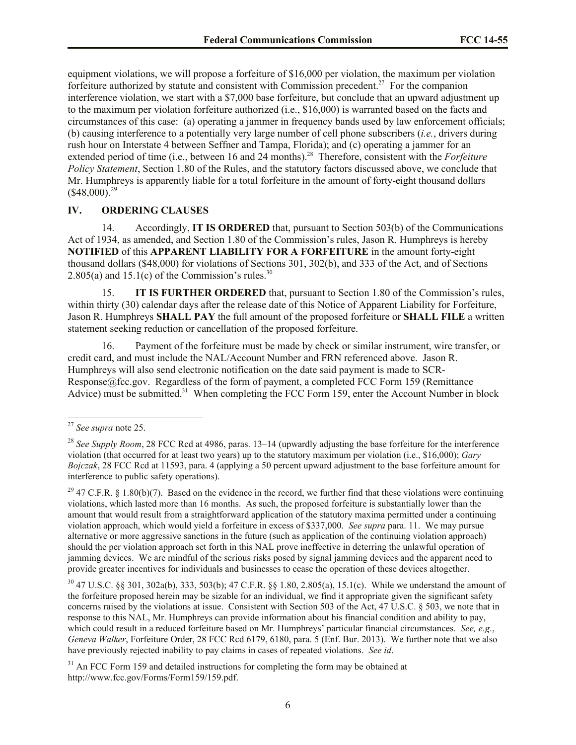equipment violations, we will propose a forfeiture of $16,000 per violation, the maximum per violation forfeiture authorized by statute and consistent with Commission precedent.[27] For the companion interference violation, we start with a $7,000 base forfeiture, but conclude that an upward adjustment up to the maximum per violation forfeiture authorized (i.e., $16,000) is warranted based on the facts and circumstances of this case: (a) operating a jammer in frequency bands used by law enforcement officials; (b) causing interference to a potentially very large number of cell phone subscribers (*i.e.*, drivers during rush hour on Interstate 4 between Seffner and Tampa, Florida); and (c) operating a jammer for an extended period of time (i.e., between 16 and 24 months).[28] Therefore, consistent with the *Forfeiture Policy Statement*, Section 1.80 of the Rules, and the statutory factors discussed above, we conclude that Mr. Humphreys is apparently liable for a total forfeiture in the amount of forty-eight thousand dollars ($48,000).[29]

## IV. ORDERING CLAUSES

14. Accordingly, **IT IS ORDERED** that, pursuant to Section 503(b) of the Communications Act of 1934, as amended, and Section 1.80 of the Commission's rules, Jason R. Humphreys is hereby **NOTIFIED** of this **APPARENT LIABILITY FOR A FORFEITURE** in the amount forty-eight thousand dollars ($48,000) for violations of Sections 301, 302(b), and 333 of the Act, and of Sections 2.805(a) and 15.1(c) of the Commission's rules.[30]

15. **IT IS FURTHER ORDERED** that, pursuant to Section 1.80 of the Commission's rules, within thirty (30) calendar days after the release date of this Notice of Apparent Liability for Forfeiture, Jason R. Humphreys **SHALL PAY** the full amount of the proposed forfeiture or **SHALL FILE** a written statement seeking reduction or cancellation of the proposed forfeiture.

16. Payment of the forfeiture must be made by check or similar instrument, wire transfer, or credit card, and must include the NAL/Account Number and FRN referenced above. Jason R. Humphreys will also send electronic notification on the date said payment is made to SCR-Response@fcc.gov. Regardless of the form of payment, a completed FCC Form 159 (Remittance Advice) must be submitted.[31] When completing the FCC Form 159, enter the Account Number in block

---

[27] *See supra* note 25.

[28] *See Supply Room*, 28 FCC Rcd at 4986, paras. 13–14 (upwardly adjusting the base forfeiture for the interference violation (that occurred for at least two years) up to the statutory maximum per violation (i.e., $16,000); *Gary Bojczak*, 28 FCC Rcd at 11593, para. 4 (applying a 50 percent upward adjustment to the base forfeiture amount for interference to public safety operations).

[29] 47 C.F.R. § 1.80(b)(7). Based on the evidence in the record, we further find that these violations were continuing violations, which lasted more than 16 months. As such, the proposed forfeiture is substantially lower than the amount that would result from a straightforward application of the statutory maxima permitted under a continuing violation approach, which would yield a forfeiture in excess of $337,000. *See supra* para. 11. We may pursue alternative or more aggressive sanctions in the future (such as application of the continuing violation approach) should the per violation approach set forth in this NAL prove ineffective in deterring the unlawful operation of jamming devices. We are mindful of the serious risks posed by signal jamming devices and the apparent need to provide greater incentives for individuals and businesses to cease the operation of these devices altogether.

[30] 47 U.S.C. §§ 301, 302a(b), 333, 503(b); 47 C.F.R. §§ 1.80, 2.805(a), 15.1(c). While we understand the amount of the forfeiture proposed herein may be sizable for an individual, we find it appropriate given the significant safety concerns raised by the violations at issue. Consistent with Section 503 of the Act, 47 U.S.C. § 503, we note that in response to this NAL, Mr. Humphreys can provide information about his financial condition and ability to pay, which could result in a reduced forfeiture based on Mr. Humphreys' particular financial circumstances. *See, e.g.*, *Geneva Walker*, Forfeiture Order, 28 FCC Rcd 6179, 6180, para. 5 (Enf. Bur. 2013). We further note that we also have previously rejected inability to pay claims in cases of repeated violations. *See id*.

[31] An FCC Form 159 and detailed instructions for completing the form may be obtained at http://www.fcc.gov/Forms/Form159/159.pdf.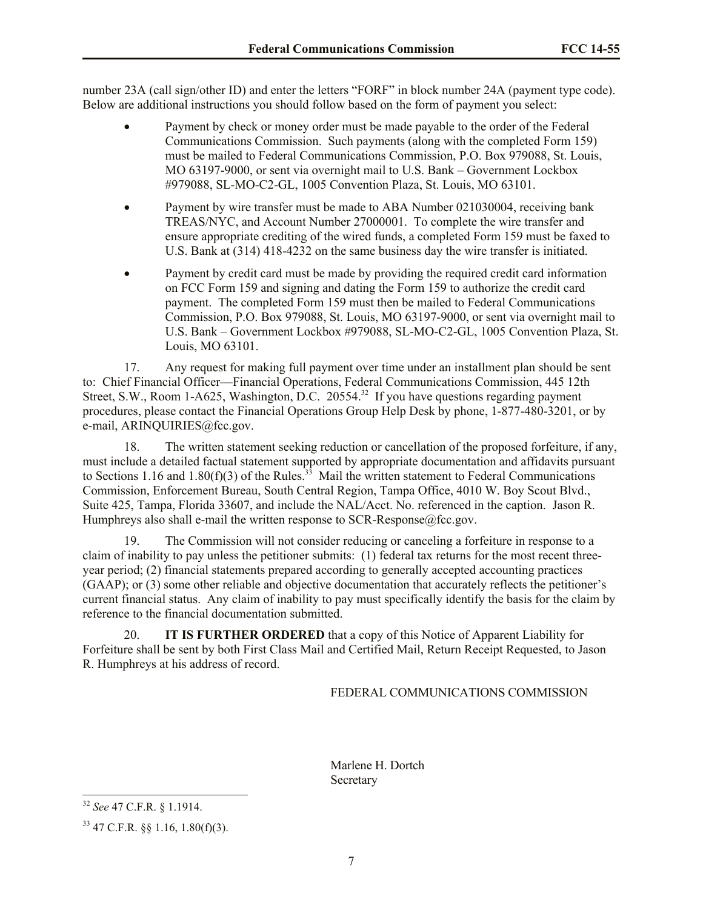number 23A (call sign/other ID) and enter the letters "FORF" in block number 24A (payment type code). Below are additional instructions you should follow based on the form of payment you select:

- Payment by check or money order must be made payable to the order of the Federal Communications Commission. Such payments (along with the completed Form 159) must be mailed to Federal Communications Commission, P.O. Box 979088, St. Louis, MO 63197-9000, or sent via overnight mail to U.S. Bank – Government Lockbox #979088, SL-MO-C2-GL, 1005 Convention Plaza, St. Louis, MO 63101.

- Payment by wire transfer must be made to ABA Number 021030004, receiving bank TREAS/NYC, and Account Number 27000001. To complete the wire transfer and ensure appropriate crediting of the wired funds, a completed Form 159 must be faxed to U.S. Bank at (314) 418-4232 on the same business day the wire transfer is initiated.

- Payment by credit card must be made by providing the required credit card information on FCC Form 159 and signing and dating the Form 159 to authorize the credit card payment. The completed Form 159 must then be mailed to Federal Communications Commission, P.O. Box 979088, St. Louis, MO 63197-9000, or sent via overnight mail to U.S. Bank – Government Lockbox #979088, SL-MO-C2-GL, 1005 Convention Plaza, St. Louis, MO 63101.

17. Any request for making full payment over time under an installment plan should be sent to: Chief Financial Officer—Financial Operations, Federal Communications Commission, 445 12th Street, S.W., Room 1-A625, Washington, D.C. 20554.[32] If you have questions regarding payment procedures, please contact the Financial Operations Group Help Desk by phone, 1-877-480-3201, or by e-mail, ARINQUIRIES@fcc.gov.

18. The written statement seeking reduction or cancellation of the proposed forfeiture, if any, must include a detailed factual statement supported by appropriate documentation and affidavits pursuant to Sections 1.16 and 1.80(f)(3) of the Rules.[33] Mail the written statement to Federal Communications Commission, Enforcement Bureau, South Central Region, Tampa Office, 4010 W. Boy Scout Blvd., Suite 425, Tampa, Florida 33607, and include the NAL/Acct. No. referenced in the caption. Jason R. Humphreys also shall e-mail the written response to SCR-Response@fcc.gov.

19. The Commission will not consider reducing or canceling a forfeiture in response to a claim of inability to pay unless the petitioner submits: (1) federal tax returns for the most recent three-year period; (2) financial statements prepared according to generally accepted accounting practices (GAAP); or (3) some other reliable and objective documentation that accurately reflects the petitioner's current financial status. Any claim of inability to pay must specifically identify the basis for the claim by reference to the financial documentation submitted.

20. **IT IS FURTHER ORDERED** that a copy of this Notice of Apparent Liability for Forfeiture shall be sent by both First Class Mail and Certified Mail, Return Receipt Requested, to Jason R. Humphreys at his address of record.

FEDERAL COMMUNICATIONS COMMISSION

Marlene H. Dortch
Secretary

---

[32] *See* 47 C.F.R. § 1.1914.

[33] 47 C.F.R. §§ 1.16, 1.80(f)(3).